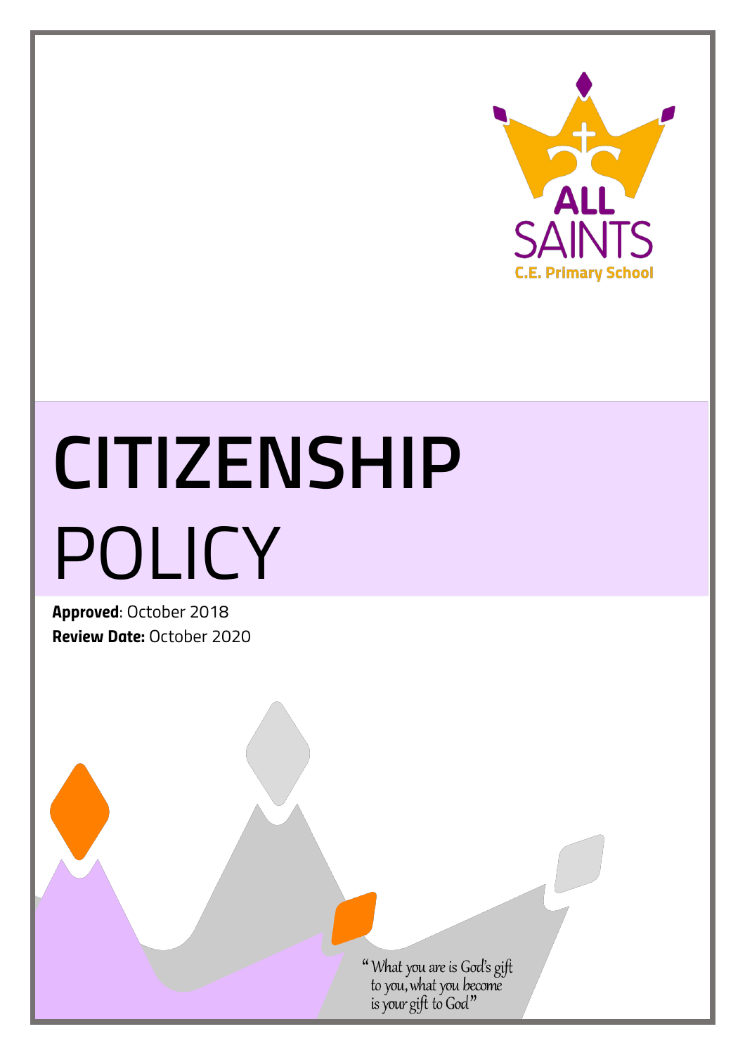All Saints C.E. Primary School

# CITIZENSHIP POLICY

**Approved**: October 2018
**Review Date:** October 2020

"What you are is God's gift to you, what you become is your gift to God"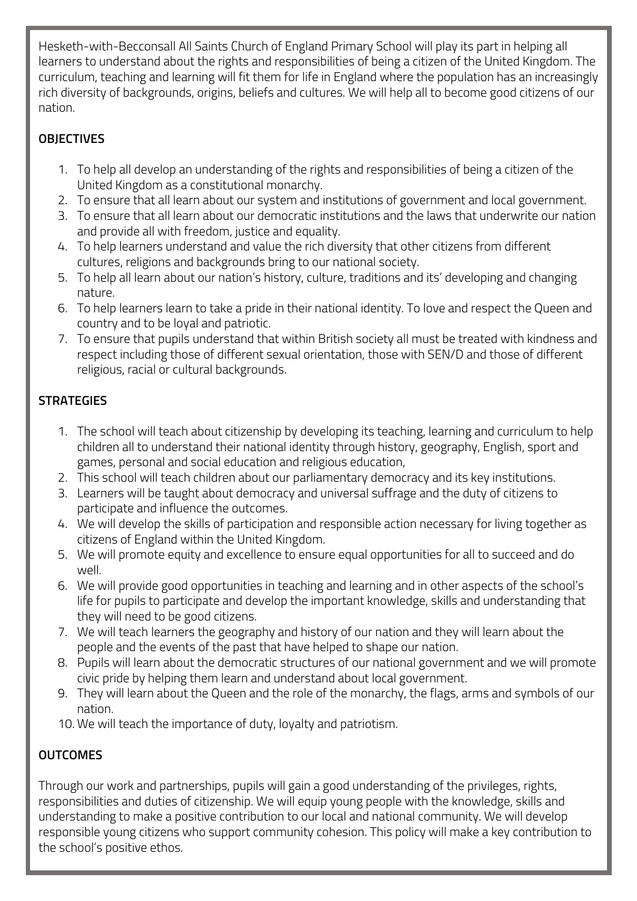Hesketh-with-Becconsall All Saints Church of England Primary School will play its part in helping all learners to understand about the rights and responsibilities of being a citizen of the United Kingdom. The curriculum, teaching and learning will fit them for life in England where the population has an increasingly rich diversity of backgrounds, origins, beliefs and cultures. We will help all to become good citizens of our nation.

**OBJECTIVES**

1. To help all develop an understanding of the rights and responsibilities of being a citizen of the United Kingdom as a constitutional monarchy.
2. To ensure that all learn about our system and institutions of government and local government.
3. To ensure that all learn about our democratic institutions and the laws that underwrite our nation and provide all with freedom, justice and equality.
4. To help learners understand and value the rich diversity that other citizens from different cultures, religions and backgrounds bring to our national society.
5. To help all learn about our nation's history, culture, traditions and its' developing and changing nature.
6. To help learners learn to take a pride in their national identity. To love and respect the Queen and country and to be loyal and patriotic.
7. To ensure that pupils understand that within British society all must be treated with kindness and respect including those of different sexual orientation, those with SEN/D and those of different religious, racial or cultural backgrounds.

**STRATEGIES**

1. The school will teach about citizenship by developing its teaching, learning and curriculum to help children all to understand their national identity through history, geography, English, sport and games, personal and social education and religious education,
2. This school will teach children about our parliamentary democracy and its key institutions.
3. Learners will be taught about democracy and universal suffrage and the duty of citizens to participate and influence the outcomes.
4. We will develop the skills of participation and responsible action necessary for living together as citizens of England within the United Kingdom.
5. We will promote equity and excellence to ensure equal opportunities for all to succeed and do well.
6. We will provide good opportunities in teaching and learning and in other aspects of the school's life for pupils to participate and develop the important knowledge, skills and understanding that they will need to be good citizens.
7. We will teach learners the geography and history of our nation and they will learn about the people and the events of the past that have helped to shape our nation.
8. Pupils will learn about the democratic structures of our national government and we will promote civic pride by helping them learn and understand about local government.
9. They will learn about the Queen and the role of the monarchy, the flags, arms and symbols of our nation.
10. We will teach the importance of duty, loyalty and patriotism.

**OUTCOMES**

Through our work and partnerships, pupils will gain a good understanding of the privileges, rights, responsibilities and duties of citizenship. We will equip young people with the knowledge, skills and understanding to make a positive contribution to our local and national community. We will develop responsible young citizens who support community cohesion. This policy will make a key contribution to the school's positive ethos.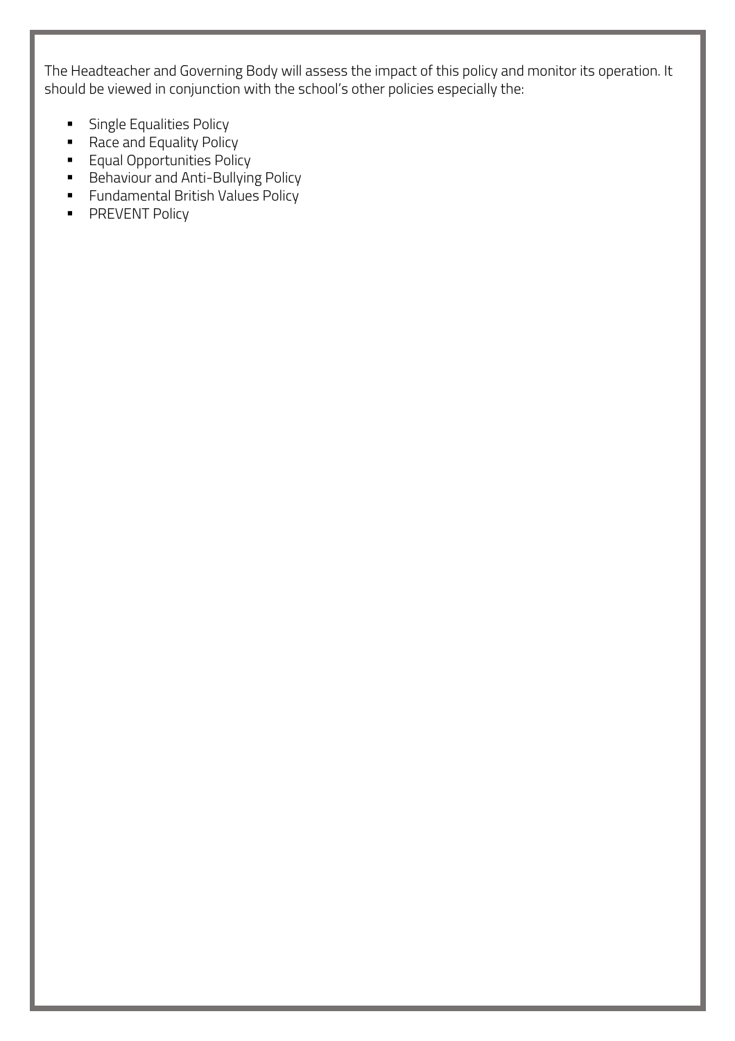The Headteacher and Governing Body will assess the impact of this policy and monitor its operation. It should be viewed in conjunction with the school's other policies especially the:

- Single Equalities Policy
- Race and Equality Policy
- Equal Opportunities Policy
- Behaviour and Anti-Bullying Policy
- Fundamental British Values Policy
- PREVENT Policy